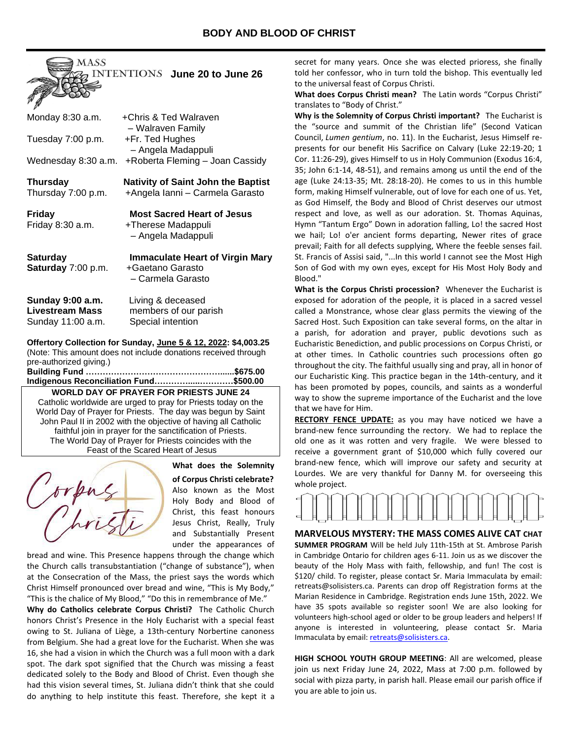# BODY AND BLOOD OF CHRIST

## MASS INTENTIONS June 20 to June 26

| | |
|---|---|
| Monday 8:30 a.m. | +Chris & Ted Walraven – Walraven Family |
| Tuesday 7:00 p.m. | +Fr. Ted Hughes – Angela Madappuli |
| Wednesday 8:30 a.m. | +Roberta Fleming – Joan Cassidy |
| **Thursday** | **Nativity of Saint John the Baptist** |
| Thursday 7:00 p.m. | +Angela Ianni – Carmela Garasto |
| **Friday** | **Most Sacred Heart of Jesus** |
| Friday 8:30 a.m. | +Therese Madappuli – Angela Madappuli |
| **Saturday** | **Immaculate Heart of Virgin Mary** |
| **Saturday** 7:00 p.m. | +Gaetano Garasto – Carmela Garasto |
| **Sunday 9:00 a.m.** | Living & deceased |
| **Livestream Mass** | members of our parish |
| Sunday 11:00 a.m. | Special intention |

**Offertory Collection for Sunday, June 5 & 12, 2022: $4,003.25**
(Note: This amount does not include donations received through pre-authorized giving.)
**Building Fund ……………………………………………......$675.00**
**Indigenous Reconciliation Fund…………....…………$500.00**

**WORLD DAY OF PRAYER FOR PRIESTS JUNE 24**
Catholic worldwide are urged to pray for Priests today on the World Day of Prayer for Priests. The day was begun by Saint John Paul II in 2002 with the objective of having all Catholic faithful join in prayer for the sanctification of Priests. The World Day of Prayer for Priests coincides with the Feast of the Scared Heart of Jesus

Corpus Christi

**What does the Solemnity of Corpus Christi celebrate?** Also known as the Most Holy Body and Blood of Christ, this feast honours Jesus Christ, Really, Truly and Substantially Present under the appearances of bread and wine. This Presence happens through the change which the Church calls transubstantiation ("change of substance"), when at the Consecration of the Mass, the priest says the words which Christ Himself pronounced over bread and wine, "This is My Body," "This is the chalice of My Blood," "Do this in remembrance of Me."

**Why do Catholics celebrate Corpus Christi?** The Catholic Church honors Christ's Presence in the Holy Eucharist with a special feast owing to St. Juliana of Liège, a 13th-century Norbertine canoness from Belgium. She had a great love for the Eucharist. When she was 16, she had a vision in which the Church was a full moon with a dark spot. The dark spot signified that the Church was missing a feast dedicated solely to the Body and Blood of Christ. Even though she had this vision several times, St. Juliana didn't think that she could do anything to help institute this feast. Therefore, she kept it a secret for many years. Once she was elected prioress, she finally told her confessor, who in turn told the bishop. This eventually led to the universal feast of Corpus Christi.

**What does Corpus Christi mean?** The Latin words "Corpus Christi" translates to "Body of Christ."

**Why is the Solemnity of Corpus Christi important?** The Eucharist is the "source and summit of the Christian life" (Second Vatican Council, *Lumen gentium*, no. 11). In the Eucharist, Jesus Himself re-presents for our benefit His Sacrifice on Calvary (Luke 22:19-20; 1 Cor. 11:26-29), gives Himself to us in Holy Communion (Exodus 16:4, 35; John 6:1-14, 48-51), and remains among us until the end of the age (Luke 24:13-35; Mt. 28:18-20). He comes to us in this humble form, making Himself vulnerable, out of love for each one of us. Yet, as God Himself, the Body and Blood of Christ deserves our utmost respect and love, as well as our adoration. St. Thomas Aquinas, Hymn "Tantum Ergo" Down in adoration falling, Lo! the sacred Host we hail; Lo! o'er ancient forms departing, Newer rites of grace prevail; Faith for all defects supplying, Where the feeble senses fail. St. Francis of Assisi said, "...In this world I cannot see the Most High Son of God with my own eyes, except for His Most Holy Body and Blood."

**What is the Corpus Christi procession?** Whenever the Eucharist is exposed for adoration of the people, it is placed in a sacred vessel called a Monstrance, whose clear glass permits the viewing of the Sacred Host. Such Exposition can take several forms, on the altar in a parish, for adoration and prayer, public devotions such as Eucharistic Benediction, and public processions on Corpus Christi, or at other times. In Catholic countries such processions often go throughout the city. The faithful usually sing and pray, all in honor of our Eucharistic King. This practice began in the 14th-century, and it has been promoted by popes, councils, and saints as a wonderful way to show the supreme importance of the Eucharist and the love that we have for Him.

**RECTORY FENCE UPDATE:** as you may have noticed we have a brand-new fence surrounding the rectory. We had to replace the old one as it was rotten and very fragile. We were blessed to receive a government grant of $10,000 which fully covered our brand-new fence, which will improve our safety and security at Lourdes. We are very thankful for Danny M. for overseeing this whole project.

**MARVELOUS MYSTERY: THE MASS COMES ALIVE CAT CHAT SUMMER PROGRAM** Will be held July 11th-15th at St. Ambrose Parish in Cambridge Ontario for children ages 6-11. Join us as we discover the beauty of the Holy Mass with faith, fellowship, and fun! The cost is $120/ child. To register, please contact Sr. Maria Immaculata by email: retreats@solisisters.ca. Parents can drop off Registration forms at the Marian Residence in Cambridge. Registration ends June 15th, 2022. We have 35 spots available so register soon! We are also looking for volunteers high-school aged or older to be group leaders and helpers! If anyone is interested in volunteering, please contact Sr. Maria Immaculata by email: retreats@solisisters.ca.

**HIGH SCHOOL YOUTH GROUP MEETING**: All are welcomed, please join us next Friday June 24, 2022, Mass at 7:00 p.m. followed by social with pizza party, in parish hall. Please email our parish office if you are able to join us.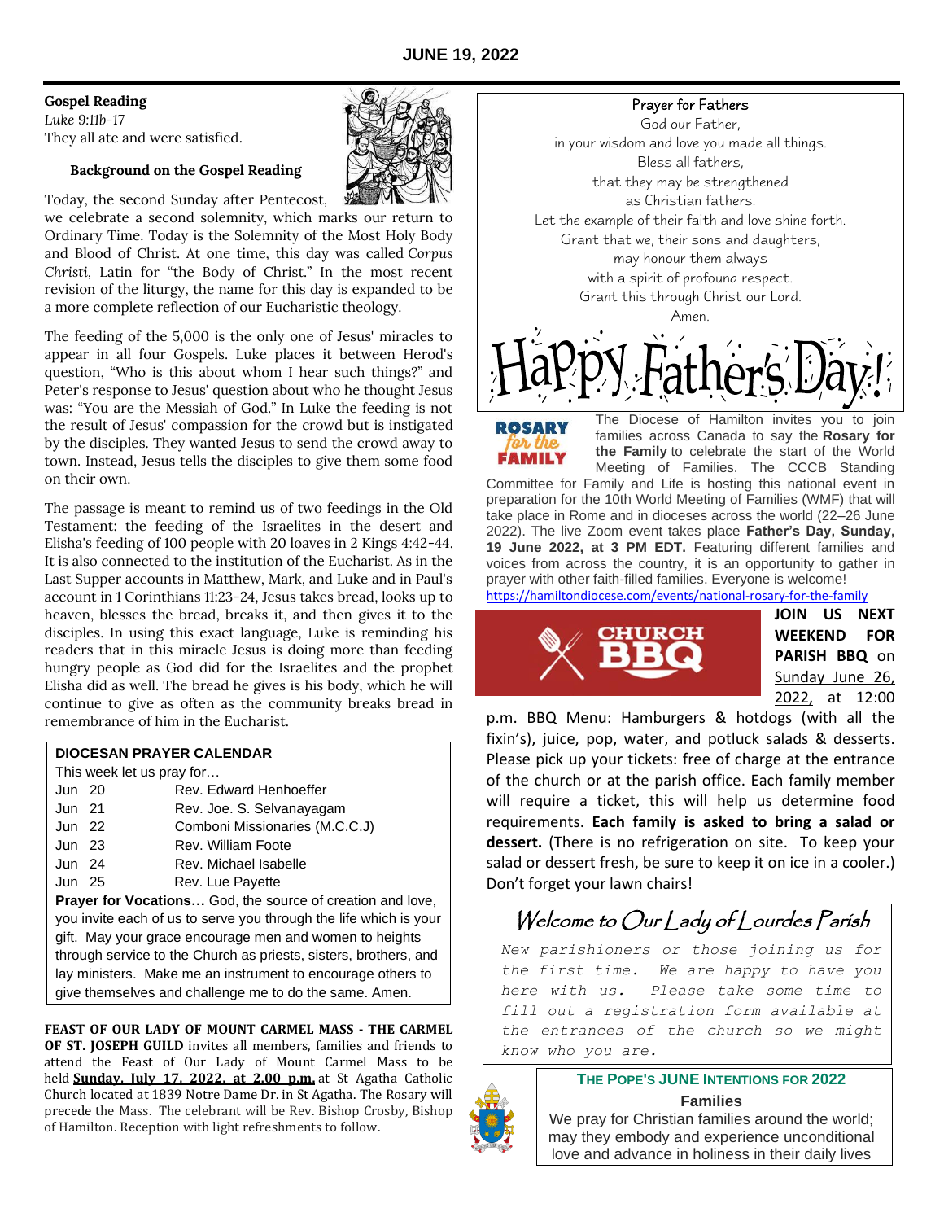**JUNE 19, 2022**

**Gospel Reading**
*Luke 9:11b-17*
They all ate and were satisfied.

**Background on the Gospel Reading**

Today, the second Sunday after Pentecost, we celebrate a second solemnity, which marks our return to Ordinary Time. Today is the Solemnity of the Most Holy Body and Blood of Christ. At one time, this day was called *Corpus Christi*, Latin for "the Body of Christ." In the most recent revision of the liturgy, the name for this day is expanded to be a more complete reflection of our Eucharistic theology.

The feeding of the 5,000 is the only one of Jesus' miracles to appear in all four Gospels. Luke places it between Herod's question, "Who is this about whom I hear such things?" and Peter's response to Jesus' question about who he thought Jesus was: "You are the Messiah of God." In Luke the feeding is not the result of Jesus' compassion for the crowd but is instigated by the disciples. They wanted Jesus to send the crowd away to town. Instead, Jesus tells the disciples to give them some food on their own.

The passage is meant to remind us of two feedings in the Old Testament: the feeding of the Israelites in the desert and Elisha's feeding of 100 people with 20 loaves in 2 Kings 4:42-44. It is also connected to the institution of the Eucharist. As in the Last Supper accounts in Matthew, Mark, and Luke and in Paul's account in 1 Corinthians 11:23-24, Jesus takes bread, looks up to heaven, blesses the bread, breaks it, and then gives it to the disciples. In using this exact language, Luke is reminding his readers that in this miracle Jesus is doing more than feeding hungry people as God did for the Israelites and the prophet Elisha did as well. The bread he gives is his body, which he will continue to give as often as the community breaks bread in remembrance of him in the Eucharist.

**DIOCESAN PRAYER CALENDAR**

This week let us pray for…

| | |
|---|---|
| Jun 20 | Rev. Edward Henhoeffer |
| Jun 21 | Rev. Joe. S. Selvanayagam |
| Jun 22 | Comboni Missionaries (M.C.C.J) |
| Jun 23 | Rev. William Foote |
| Jun 24 | Rev. Michael Isabelle |
| Jun 25 | Rev. Lue Payette |

**Prayer for Vocations…** God, the source of creation and love, you invite each of us to serve you through the life which is your gift. May your grace encourage men and women to heights through service to the Church as priests, sisters, brothers, and lay ministers. Make me an instrument to encourage others to give themselves and challenge me to do the same. Amen.

**FEAST OF OUR LADY OF MOUNT CARMEL MASS - THE CARMEL OF ST. JOSEPH GUILD** invites all members, families and friends to attend the Feast of Our Lady of Mount Carmel Mass to be held **Sunday, July 17, 2022, at 2.00 p.m.** at St Agatha Catholic Church located at 1839 Notre Dame Dr. in St Agatha. The Rosary will precede the Mass. The celebrant will be Rev. Bishop Crosby, Bishop of Hamilton. Reception with light refreshments to follow.

**Prayer for Fathers**

God our Father,
in your wisdom and love you made all things.
Bless all fathers,
that they may be strengthened
as Christian fathers.
Let the example of their faith and love shine forth.
Grant that we, their sons and daughters,
may honour them always
with a spirit of profound respect.
Grant this through Christ our Lord.
Amen.

**Happy Father's Day!**

**ROSARY for the FAMILY**

The Diocese of Hamilton invites you to join families across Canada to say the **Rosary for the Family** to celebrate the start of the World Meeting of Families. The CCCB Standing Committee for Family and Life is hosting this national event in preparation for the 10th World Meeting of Families (WMF) that will take place in Rome and in dioceses across the world (22–26 June 2022). The live Zoom event takes place **Father's Day, Sunday, 19 June 2022, at 3 PM EDT.** Featuring different families and voices from across the country, it is an opportunity to gather in prayer with other faith-filled families. Everyone is welcome!
https://hamiltondiocese.com/events/national-rosary-for-the-family

**CHURCH BBQ**

**JOIN US NEXT WEEKEND FOR PARISH BBQ** on Sunday June 26, 2022, at 12:00 p.m. BBQ Menu: Hamburgers & hotdogs (with all the fixin's), juice, pop, water, and potluck salads & desserts. Please pick up your tickets: free of charge at the entrance of the church or at the parish office. Each family member will require a ticket, this will help us determine food requirements. **Each family is asked to bring a salad or dessert.** (There is no refrigeration on site. To keep your salad or dessert fresh, be sure to keep it on ice in a cooler.) Don't forget your lawn chairs!

## Welcome to Our Lady of Lourdes Parish

*New parishioners or those joining us for the first time. We are happy to have you here with us. Please take some time to fill out a registration form available at the entrances of the church so we might know who you are.*

**THE POPE'S JUNE INTENTIONS FOR 2022**

**Families**

We pray for Christian families around the world; may they embody and experience unconditional love and advance in holiness in their daily lives